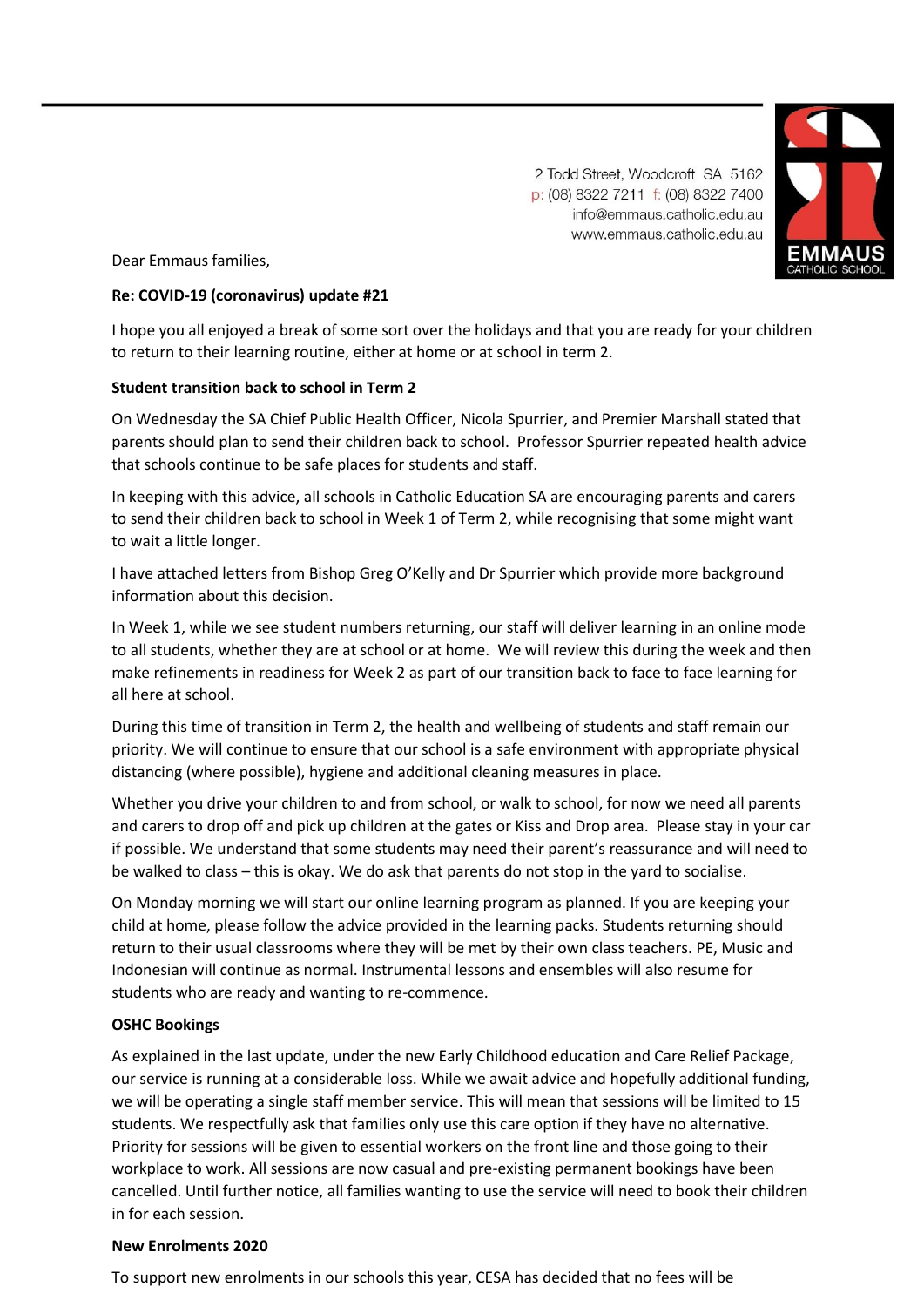2 Todd Street, Woodcroft SA 5162
p: (08) 8322 7211 f: (08) 8322 7400
info@emmaus.catholic.edu.au
www.emmaus.catholic.edu.au

EMMAUS
CATHOLIC SCHOOL

Dear Emmaus families,

**Re: COVID-19 (coronavirus) update #21**

I hope you all enjoyed a break of some sort over the holidays and that you are ready for your children to return to their learning routine, either at home or at school in term 2.

**Student transition back to school in Term 2**

On Wednesday the SA Chief Public Health Officer, Nicola Spurrier, and Premier Marshall stated that parents should plan to send their children back to school. Professor Spurrier repeated health advice that schools continue to be safe places for students and staff.

In keeping with this advice, all schools in Catholic Education SA are encouraging parents and carers to send their children back to school in Week 1 of Term 2, while recognising that some might want to wait a little longer.

I have attached letters from Bishop Greg O'Kelly and Dr Spurrier which provide more background information about this decision.

In Week 1, while we see student numbers returning, our staff will deliver learning in an online mode to all students, whether they are at school or at home. We will review this during the week and then make refinements in readiness for Week 2 as part of our transition back to face to face learning for all here at school.

During this time of transition in Term 2, the health and wellbeing of students and staff remain our priority. We will continue to ensure that our school is a safe environment with appropriate physical distancing (where possible), hygiene and additional cleaning measures in place.

Whether you drive your children to and from school, or walk to school, for now we need all parents and carers to drop off and pick up children at the gates or Kiss and Drop area. Please stay in your car if possible. We understand that some students may need their parent's reassurance and will need to be walked to class – this is okay. We do ask that parents do not stop in the yard to socialise.

On Monday morning we will start our online learning program as planned. If you are keeping your child at home, please follow the advice provided in the learning packs. Students returning should return to their usual classrooms where they will be met by their own class teachers. PE, Music and Indonesian will continue as normal. Instrumental lessons and ensembles will also resume for students who are ready and wanting to re-commence.

**OSHC Bookings**

As explained in the last update, under the new Early Childhood education and Care Relief Package, our service is running at a considerable loss. While we await advice and hopefully additional funding, we will be operating a single staff member service. This will mean that sessions will be limited to 15 students. We respectfully ask that families only use this care option if they have no alternative. Priority for sessions will be given to essential workers on the front line and those going to their workplace to work. All sessions are now casual and pre-existing permanent bookings have been cancelled. Until further notice, all families wanting to use the service will need to book their children in for each session.

**New Enrolments 2020**

To support new enrolments in our schools this year, CESA has decided that no fees will be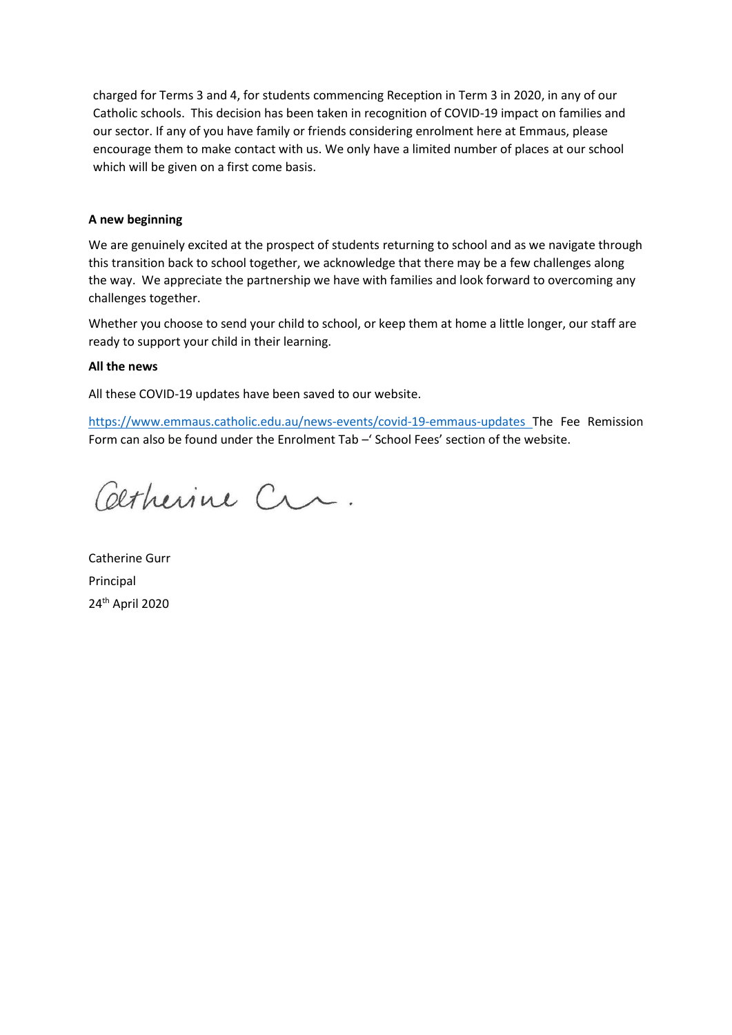charged for Terms 3 and 4, for students commencing Reception in Term 3 in 2020, in any of our Catholic schools. This decision has been taken in recognition of COVID-19 impact on families and our sector. If any of you have family or friends considering enrolment here at Emmaus, please encourage them to make contact with us. We only have a limited number of places at our school which will be given on a first come basis.

**A new beginning**

We are genuinely excited at the prospect of students returning to school and as we navigate through this transition back to school together, we acknowledge that there may be a few challenges along the way. We appreciate the partnership we have with families and look forward to overcoming any challenges together.

Whether you choose to send your child to school, or keep them at home a little longer, our staff are ready to support your child in their learning.

**All the news**

All these COVID-19 updates have been saved to our website.

https://www.emmaus.catholic.edu.au/news-events/covid-19-emmaus-updates The Fee Remission Form can also be found under the Enrolment Tab –' School Fees' section of the website.

Catherine Gurr
Principal
24th April 2020